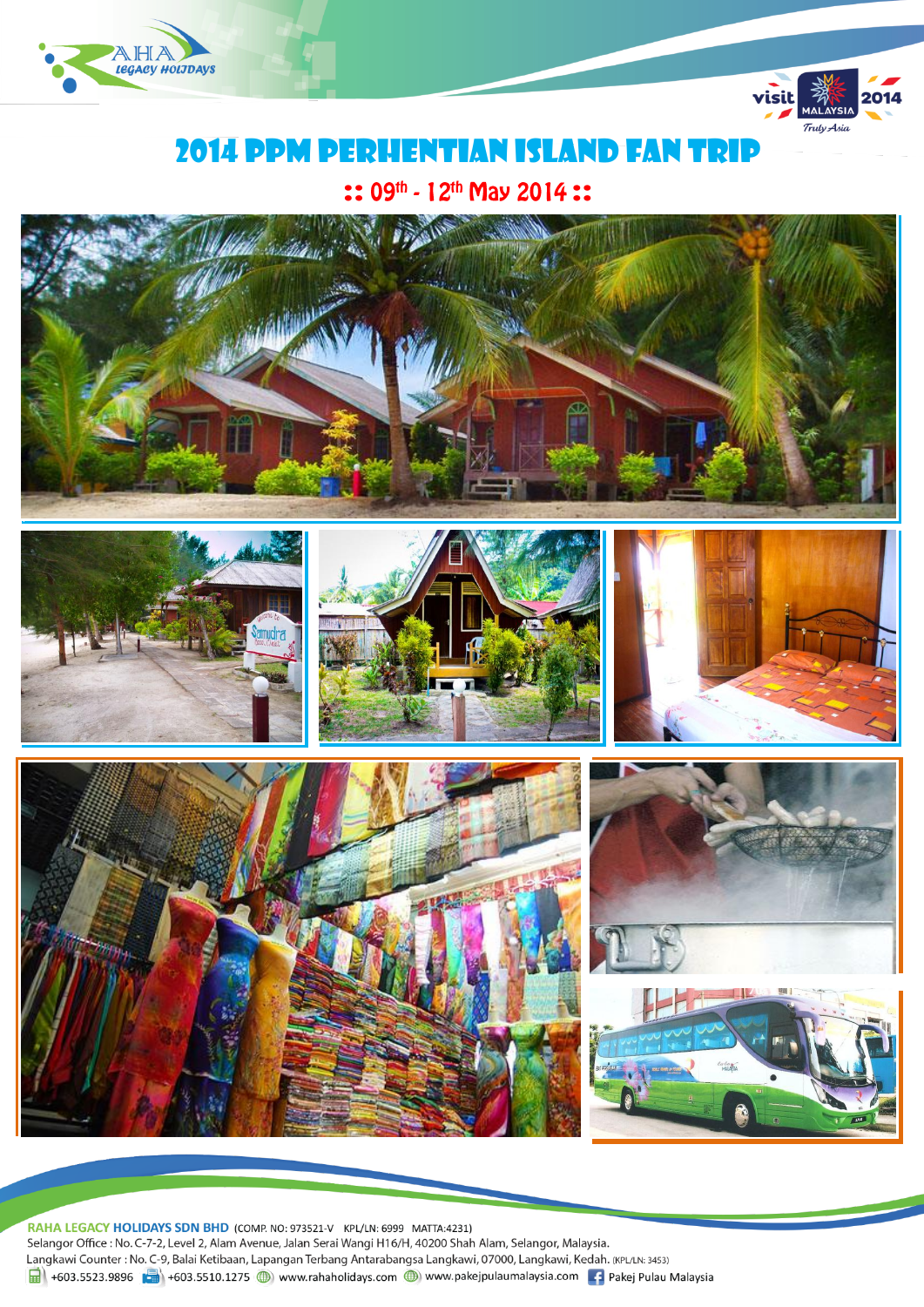# 2014 PPM PERHENTIAN ISLAND FAN TRIP

## :: 09th - 12th May 2014 ::

**RAHA LEGACY HOLIDAYS SDN BHD** (COMP. NO: 973521-V KPL/LN: 6999 MATTA:4231)
Selangor Office : No. C-7-2, Level 2, Alam Avenue, Jalan Serai Wangi H16/H, 40200 Shah Alam, Selangor, Malaysia.
Langkawi Counter : No. C-9, Balai Ketibaan, Lapangan Terbang Antarabangsa Langkawi, 07000, Langkawi, Kedah. (KPL/LN: 3453)
+603.5523.9896 +603.5510.1275 www.rahaholidays.com www.pakejpulaumalaysia.com Pakej Pulau Malaysia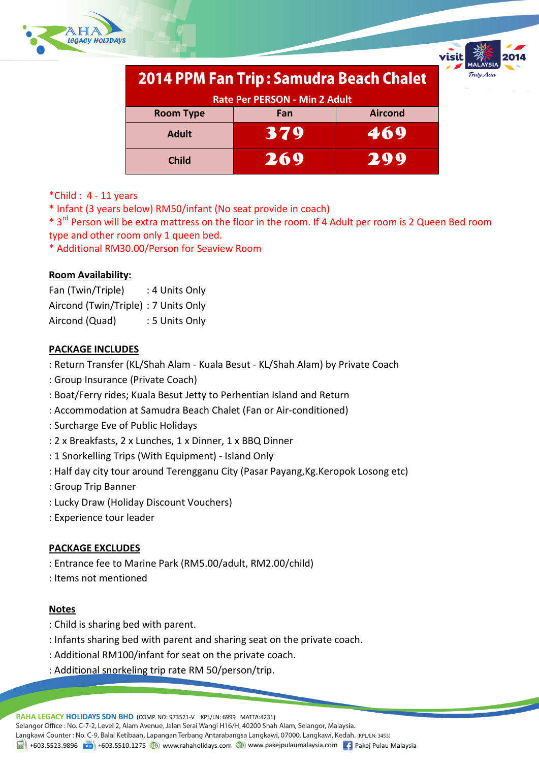# 2014 PPM Fan Trip : Samudra Beach Chalet

| Rate Per PERSON - Min 2 Adult | | |
|---|---|---|
| **Room Type** | **Fan** | **Aircond** |
| **Adult** | **379** | **469** |
| **Child** | **269** | **299** |

*Child : 4 - 11 years
* Infant (3 years below) RM50/infant (No seat provide in coach)
* 3rd Person will be extra mattress on the floor in the room. If 4 Adult per room is 2 Queen Bed room type and other room only 1 queen bed.
* Additional RM30.00/Person for Seaview Room

**Room Availability:**

Fan (Twin/Triple) : 4 Units Only
Aircond (Twin/Triple) : 7 Units Only
Aircond (Quad) : 5 Units Only

**PACKAGE INCLUDES**

: Return Transfer (KL/Shah Alam - Kuala Besut - KL/Shah Alam) by Private Coach
: Group Insurance (Private Coach)
: Boat/Ferry rides; Kuala Besut Jetty to Perhentian Island and Return
: Accommodation at Samudra Beach Chalet (Fan or Air-conditioned)
: Surcharge Eve of Public Holidays
: 2 x Breakfasts, 2 x Lunches, 1 x Dinner, 1 x BBQ Dinner
: 1 Snorkelling Trips (With Equipment) - Island Only
: Half day city tour around Terengganu City (Pasar Payang,Kg.Keropok Losong etc)
: Group Trip Banner
: Lucky Draw (Holiday Discount Vouchers)
: Experience tour leader

**PACKAGE EXCLUDES**

: Entrance fee to Marine Park (RM5.00/adult, RM2.00/child)
: Items not mentioned

**Notes**

: Child is sharing bed with parent.
: Infants sharing bed with parent and sharing seat on the private coach.
: Additional RM100/infant for seat on the private coach.
: Additional snorkeling trip rate RM 50/person/trip.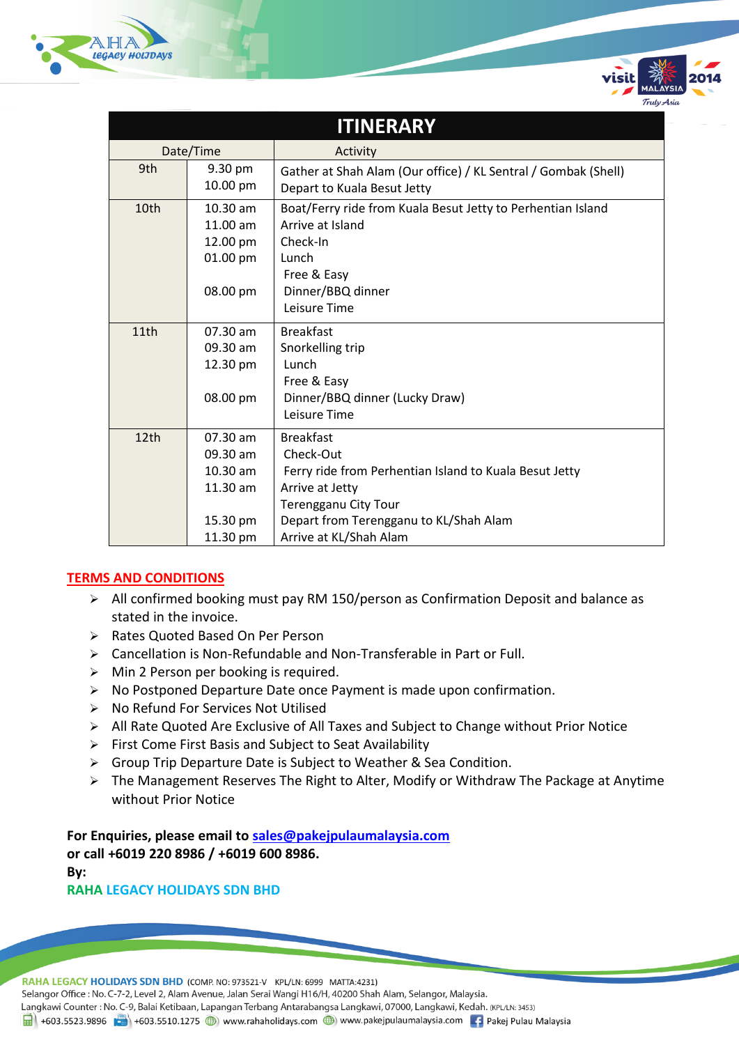| ITINERARY | | |
|---|---|---|
| Date/Time | | Activity |
| 9th | 9.30 pm<br>10.00 pm | Gather at Shah Alam (Our office) / KL Sentral / Gombak (Shell)<br>Depart to Kuala Besut Jetty |
| 10th | 10.30 am<br>11.00 am<br>12.00 pm<br>01.00 pm<br><br>08.00 pm | Boat/Ferry ride from Kuala Besut Jetty to Perhentian Island<br>Arrive at Island<br>Check-In<br>Lunch<br>Free & Easy<br>Dinner/BBQ dinner<br>Leisure Time |
| 11th | 07.30 am<br>09.30 am<br>12.30 pm<br><br>08.00 pm | Breakfast<br>Snorkelling trip<br>Lunch<br>Free & Easy<br>Dinner/BBQ dinner (Lucky Draw)<br>Leisure Time |
| 12th | 07.30 am<br>09.30 am<br>10.30 am<br>11.30 am<br><br>15.30 pm<br>11.30 pm | Breakfast<br>Check-Out<br>Ferry ride from Perhentian Island to Kuala Besut Jetty<br>Arrive at Jetty<br>Terengganu City Tour<br>Depart from Terengganu to KL/Shah Alam<br>Arrive at KL/Shah Alam |

## TERMS AND CONDITIONS

- All confirmed booking must pay RM 150/person as Confirmation Deposit and balance as stated in the invoice.
- Rates Quoted Based On Per Person
- Cancellation is Non-Refundable and Non-Transferable in Part or Full.
- Min 2 Person per booking is required.
- No Postponed Departure Date once Payment is made upon confirmation.
- No Refund For Services Not Utilised
- All Rate Quoted Are Exclusive of All Taxes and Subject to Change without Prior Notice
- First Come First Basis and Subject to Seat Availability
- Group Trip Departure Date is Subject to Weather & Sea Condition.
- The Management Reserves The Right to Alter, Modify or Withdraw The Package at Anytime without Prior Notice

**For Enquiries, please email to sales@pakejpulaumalaysia.com**
**or call +6019 220 8986 / +6019 600 8986.**
**By:**
**RAHA LEGACY HOLIDAYS SDN BHD**

RAHA LEGACY HOLIDAYS SDN BHD (COMP. NO: 973521-V KPL/LN: 6999 MATTA:4231)
Selangor Office : No. C-7-2, Level 2, Alam Avenue, Jalan Serai Wangi H16/H, 40200 Shah Alam, Selangor, Malaysia.
Langkawi Counter : No. C-9, Balai Ketibaan, Lapangan Terbang Antarabangsa Langkawi, 07000, Langkawi, Kedah. (KPL/LN: 3453)
+603.5523.9896 +603.5510.1275 www.rahaholidays.com www.pakejpulaumalaysia.com Pakej Pulau Malaysia